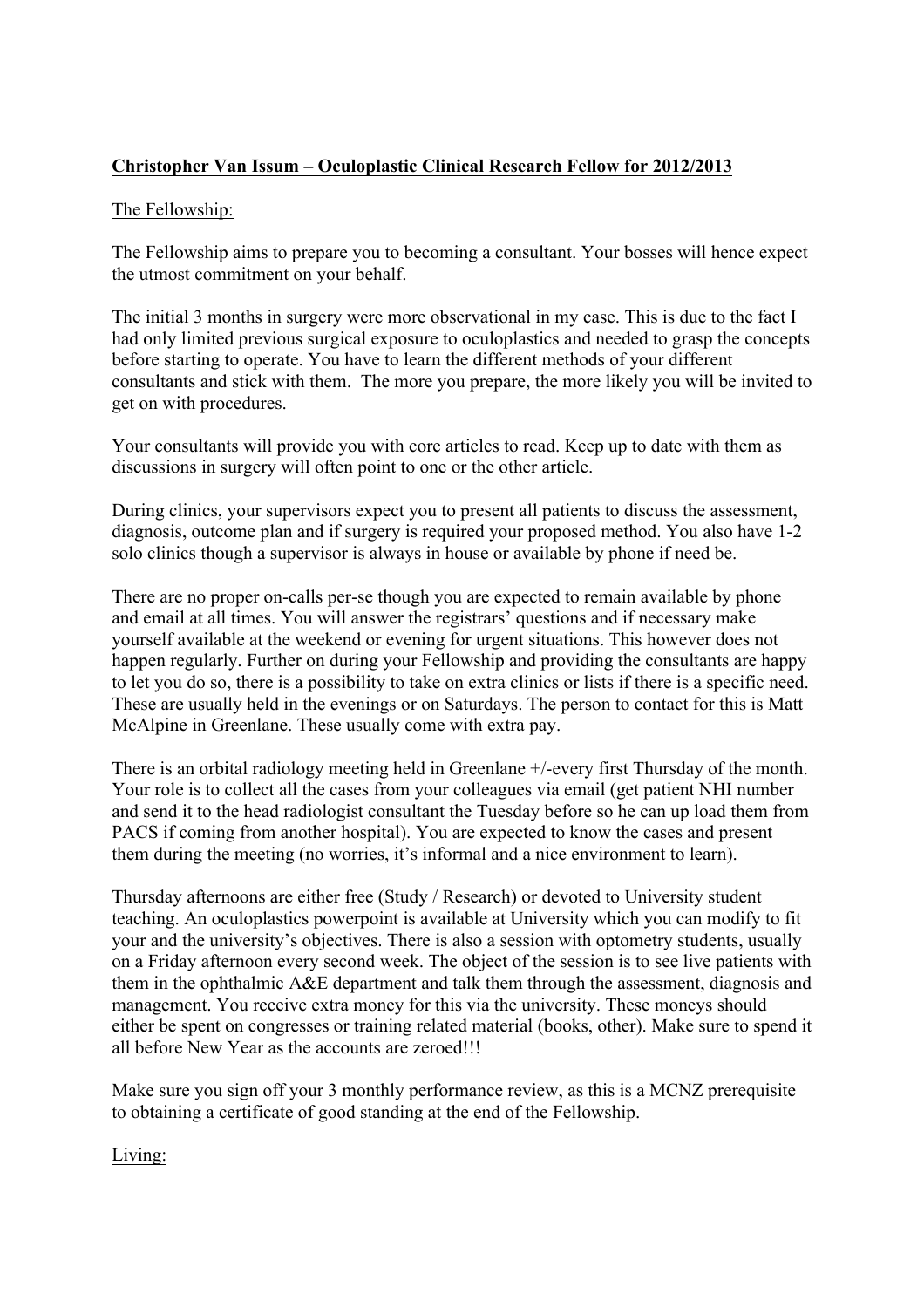**Christopher Van Issum – Oculoplastic Clinical Research Fellow for 2012/2013**

The Fellowship:

The Fellowship aims to prepare you to becoming a consultant. Your bosses will hence expect the utmost commitment on your behalf.

The initial 3 months in surgery were more observational in my case. This is due to the fact I had only limited previous surgical exposure to oculoplastics and needed to grasp the concepts before starting to operate. You have to learn the different methods of your different consultants and stick with them. The more you prepare, the more likely you will be invited to get on with procedures.

Your consultants will provide you with core articles to read. Keep up to date with them as discussions in surgery will often point to one or the other article.

During clinics, your supervisors expect you to present all patients to discuss the assessment, diagnosis, outcome plan and if surgery is required your proposed method. You also have 1-2 solo clinics though a supervisor is always in house or available by phone if need be.

There are no proper on-calls per-se though you are expected to remain available by phone and email at all times. You will answer the registrars' questions and if necessary make yourself available at the weekend or evening for urgent situations. This however does not happen regularly. Further on during your Fellowship and providing the consultants are happy to let you do so, there is a possibility to take on extra clinics or lists if there is a specific need. These are usually held in the evenings or on Saturdays. The person to contact for this is Matt McAlpine in Greenlane. These usually come with extra pay.

There is an orbital radiology meeting held in Greenlane +/-every first Thursday of the month. Your role is to collect all the cases from your colleagues via email (get patient NHI number and send it to the head radiologist consultant the Tuesday before so he can up load them from PACS if coming from another hospital). You are expected to know the cases and present them during the meeting (no worries, it's informal and a nice environment to learn).

Thursday afternoons are either free (Study / Research) or devoted to University student teaching. An oculoplastics powerpoint is available at University which you can modify to fit your and the university's objectives. There is also a session with optometry students, usually on a Friday afternoon every second week. The object of the session is to see live patients with them in the ophthalmic A&E department and talk them through the assessment, diagnosis and management. You receive extra money for this via the university. These moneys should either be spent on congresses or training related material (books, other). Make sure to spend it all before New Year as the accounts are zeroed!!!

Make sure you sign off your 3 monthly performance review, as this is a MCNZ prerequisite to obtaining a certificate of good standing at the end of the Fellowship.

Living: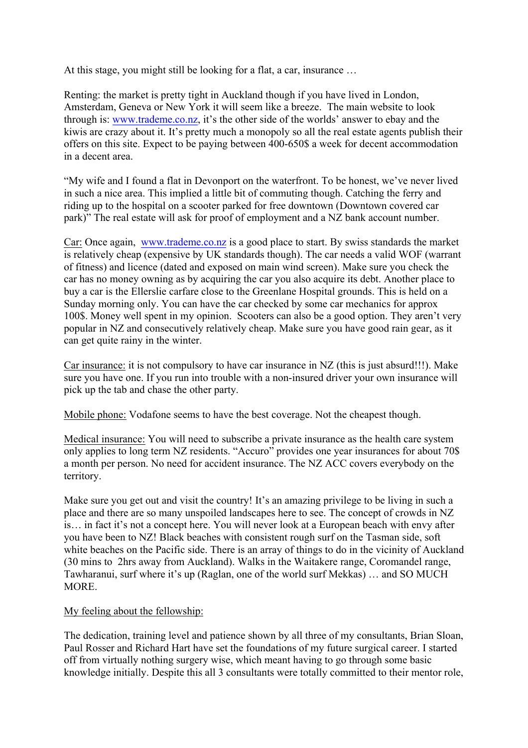At this stage, you might still be looking for a flat, a car, insurance …

Renting: the market is pretty tight in Auckland though if you have lived in London, Amsterdam, Geneva or New York it will seem like a breeze. The main website to look through is: [www.trademe.co.nz](http://www.trademe.co.nz), it's the other side of the worlds' answer to ebay and the kiwis are crazy about it. It's pretty much a monopoly so all the real estate agents publish their offers on this site. Expect to be paying between 400-650$ a week for decent accommodation in a decent area.

"My wife and I found a flat in Devonport on the waterfront. To be honest, we've never lived in such a nice area. This implied a little bit of commuting though. Catching the ferry and riding up to the hospital on a scooter parked for free downtown (Downtown covered car park)" The real estate will ask for proof of employment and a NZ bank account number.

<u>Car:</u> Once again, [www.trademe.co.nz](http://www.trademe.co.nz) is a good place to start. By swiss standards the market is relatively cheap (expensive by UK standards though). The car needs a valid WOF (warrant of fitness) and licence (dated and exposed on main wind screen). Make sure you check the car has no money owning as by acquiring the car you also acquire its debt. Another place to buy a car is the Ellerslie carfare close to the Greenlane Hospital grounds. This is held on a Sunday morning only. You can have the car checked by some car mechanics for approx 100$. Money well spent in my opinion. Scooters can also be a good option. They aren't very popular in NZ and consecutively relatively cheap. Make sure you have good rain gear, as it can get quite rainy in the winter.

<u>Car insurance:</u> it is not compulsory to have car insurance in NZ (this is just absurd!!!). Make sure you have one. If you run into trouble with a non-insured driver your own insurance will pick up the tab and chase the other party.

<u>Mobile phone:</u> Vodafone seems to have the best coverage. Not the cheapest though.

<u>Medical insurance:</u> You will need to subscribe a private insurance as the health care system only applies to long term NZ residents. "Accuro" provides one year insurances for about 70$ a month per person. No need for accident insurance. The NZ ACC covers everybody on the territory.

Make sure you get out and visit the country! It's an amazing privilege to be living in such a place and there are so many unspoiled landscapes here to see. The concept of crowds in NZ is… in fact it's not a concept here. You will never look at a European beach with envy after you have been to NZ! Black beaches with consistent rough surf on the Tasman side, soft white beaches on the Pacific side. There is an array of things to do in the vicinity of Auckland (30 mins to 2hrs away from Auckland). Walks in the Waitakere range, Coromandel range, Tawharanui, surf where it's up (Raglan, one of the world surf Mekkas) … and SO MUCH MORE.

<u>My feeling about the fellowship:</u>

The dedication, training level and patience shown by all three of my consultants, Brian Sloan, Paul Rosser and Richard Hart have set the foundations of my future surgical career. I started off from virtually nothing surgery wise, which meant having to go through some basic knowledge initially. Despite this all 3 consultants were totally committed to their mentor role,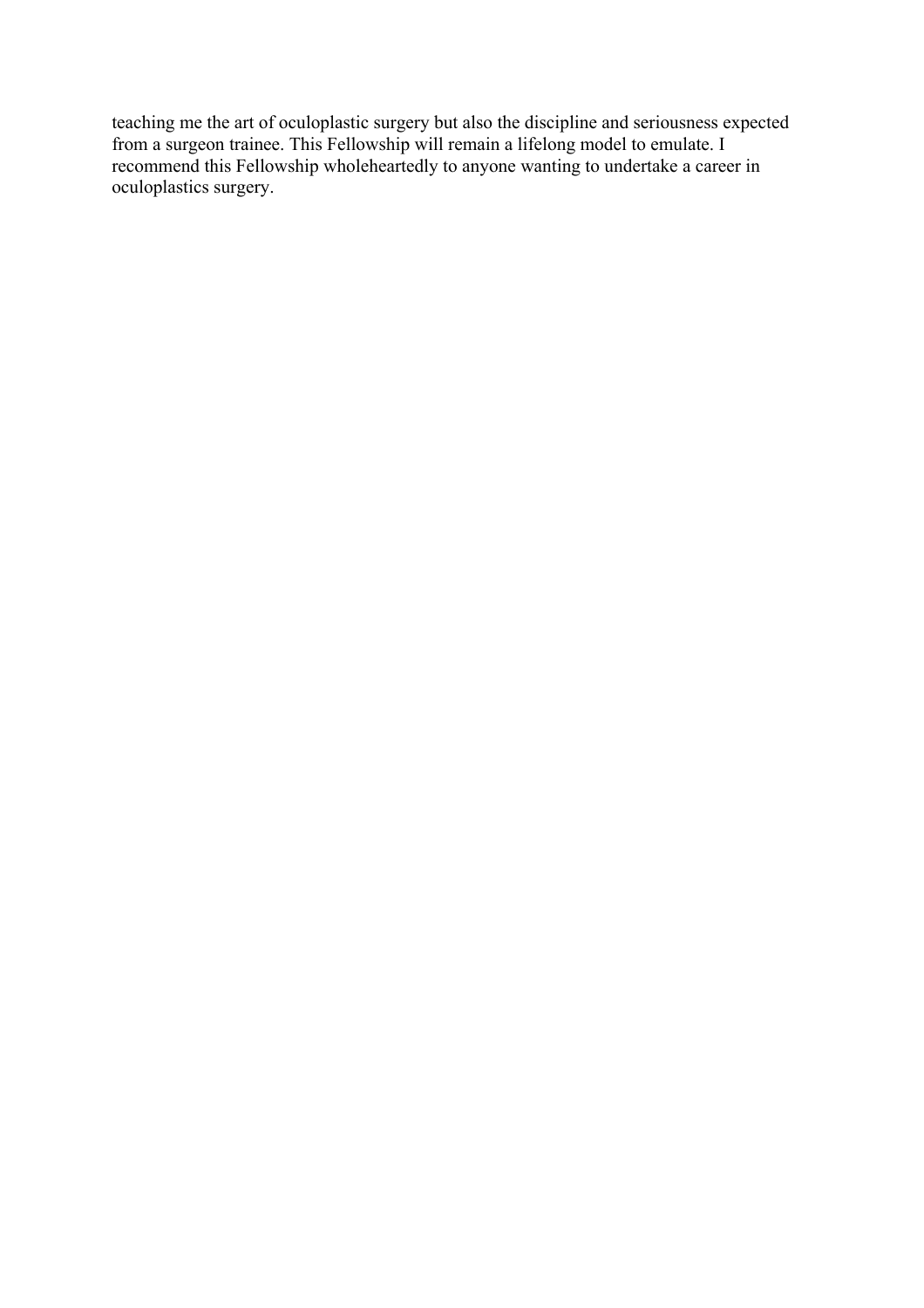teaching me the art of oculoplastic surgery but also the discipline and seriousness expected from a surgeon trainee. This Fellowship will remain a lifelong model to emulate. I recommend this Fellowship wholeheartedly to anyone wanting to undertake a career in oculoplastics surgery.